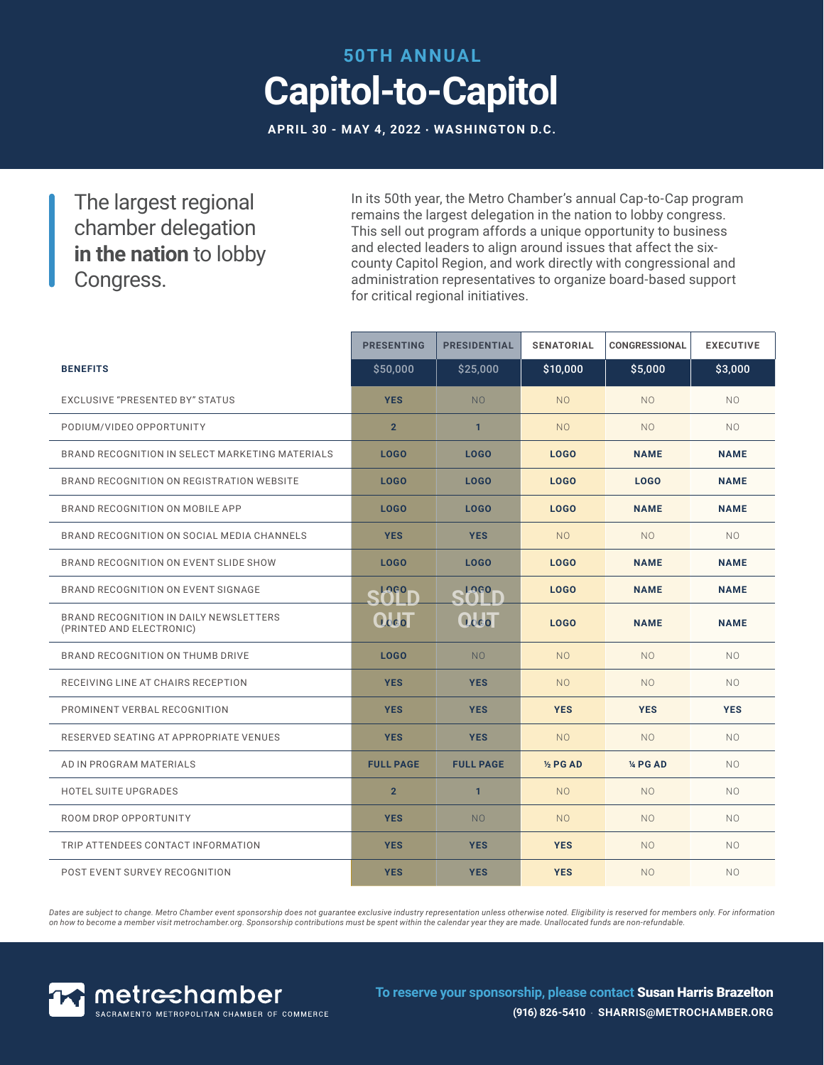50TH ANNUAL

# Capitol-to-Capitol

**APRIL 30 - MAY 4, 2022 · WASHINGTON D.C.**

## The largest regional chamber delegation **in the nation** to lobby Congress.

In its 50th year, the Metro Chamber's annual Cap-to-Cap program remains the largest delegation in the nation to lobby congress. This sell out program affords a unique opportunity to business and elected leaders to align around issues that affect the six-county Capitol Region, and work directly with congressional and administration representatives to organize board-based support for critical regional initiatives.

| BENEFITS | PRESENTING $50,000 (SOLD OUT) | PRESIDENTIAL $25,000 (SOLD OUT) | SENATORIAL $10,000 | CONGRESSIONAL $5,000 | EXECUTIVE $3,000 |
|---|---|---|---|---|---|
| EXCLUSIVE "PRESENTED BY" STATUS | YES | NO | NO | NO | NO |
| PODIUM/VIDEO OPPORTUNITY | 2 | 1 | NO | NO | NO |
| BRAND RECOGNITION IN SELECT MARKETING MATERIALS | LOGO | LOGO | LOGO | NAME | NAME |
| BRAND RECOGNITION ON REGISTRATION WEBSITE | LOGO | LOGO | LOGO | LOGO | NAME |
| BRAND RECOGNITION ON MOBILE APP | LOGO | LOGO | LOGO | NAME | NAME |
| BRAND RECOGNITION ON SOCIAL MEDIA CHANNELS | YES | YES | NO | NO | NO |
| BRAND RECOGNITION ON EVENT SLIDE SHOW | LOGO | LOGO | LOGO | NAME | NAME |
| BRAND RECOGNITION ON EVENT SIGNAGE | LOGO | LOGO | LOGO | NAME | NAME |
| BRAND RECOGNITION IN DAILY NEWSLETTERS (PRINTED AND ELECTRONIC) | LOGO | LOGO | LOGO | NAME | NAME |
| BRAND RECOGNITION ON THUMB DRIVE | LOGO | NO | NO | NO | NO |
| RECEIVING LINE AT CHAIRS RECEPTION | YES | YES | NO | NO | NO |
| PROMINENT VERBAL RECOGNITION | YES | YES | YES | YES | YES |
| RESERVED SEATING AT APPROPRIATE VENUES | YES | YES | NO | NO | NO |
| AD IN PROGRAM MATERIALS | FULL PAGE | FULL PAGE | ½ PG AD | ¼ PG AD | NO |
| HOTEL SUITE UPGRADES | 2 | 1 | NO | NO | NO |
| ROOM DROP OPPORTUNITY | YES | NO | NO | NO | NO |
| TRIP ATTENDEES CONTACT INFORMATION | YES | YES | YES | NO | NO |
| POST EVENT SURVEY RECOGNITION | YES | YES | YES | NO | NO |

*Dates are subject to change. Metro Chamber event sponsorship does not guarantee exclusive industry representation unless otherwise noted. Eligibility is reserved for members only. For information on how to become a member visit metrochamber.org. Sponsorship contributions must be spent within the calendar year they are made. Unallocated funds are non-refundable.*

metrochamber
SACRAMENTO METROPOLITAN CHAMBER OF COMMERCE

To reserve your sponsorship, please contact **Susan Harris Brazelton**
**(916) 826-5410 · SHARRIS@METROCHAMBER.ORG**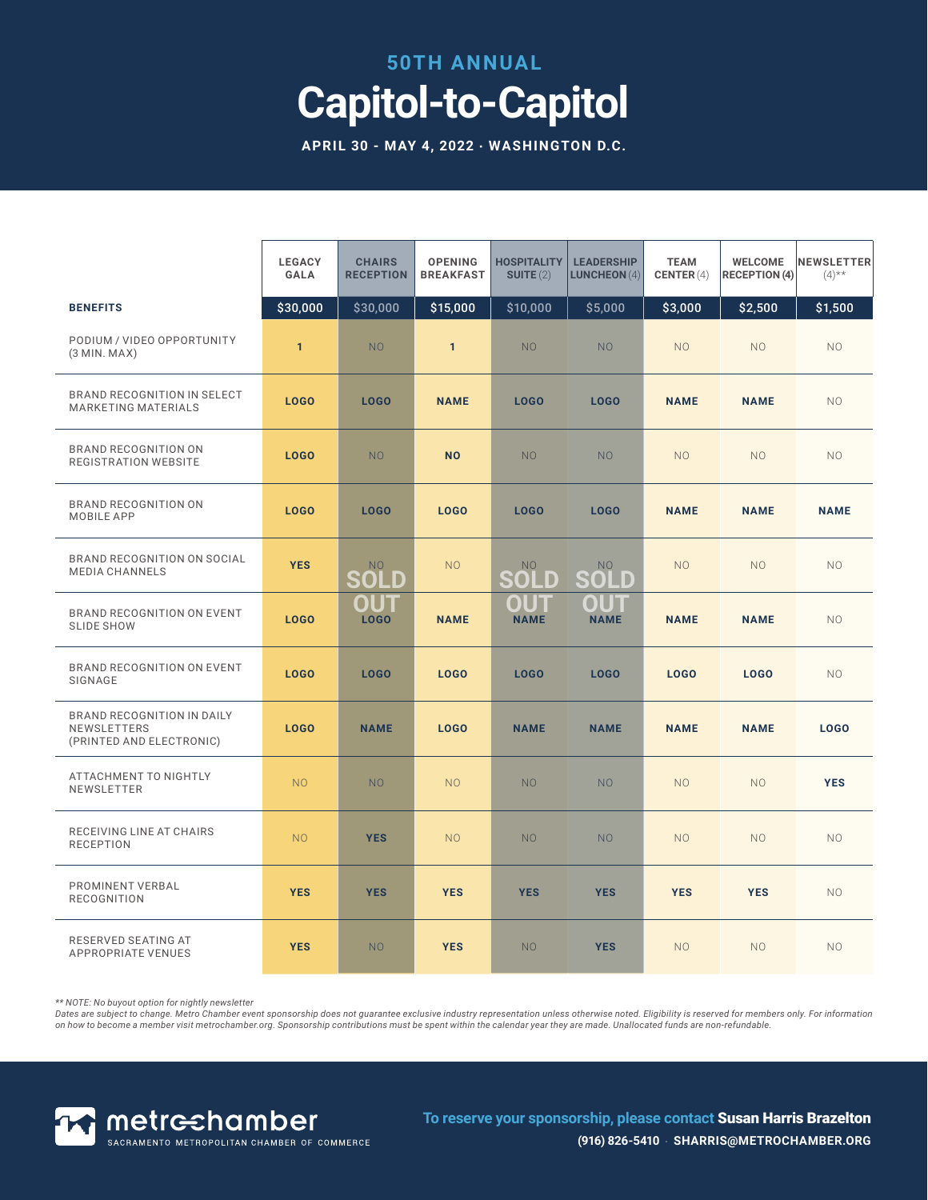**50TH ANNUAL**

# Capitol-to-Capitol

**APRIL 30 - MAY 4, 2022 · WASHINGTON D.C.**

| | LEGACY GALA | CHAIRS RECEPTION (SOLD OUT) | OPENING BREAKFAST | HOSPITALITY SUITE (2) (SOLD OUT) | LEADERSHIP LUNCHEON (4) (SOLD OUT) | TEAM CENTER (4) | WELCOME RECEPTION (4) | NEWSLETTER (4)** |
|---|---|---|---|---|---|---|---|---|
| **BENEFITS** | $30,000 | $30,000 | $15,000 | $10,000 | $5,000 | $3,000 | $2,500 | $1,500 |
| PODIUM / VIDEO OPPORTUNITY (3 MIN. MAX) | 1 | NO | 1 | NO | NO | NO | NO | NO |
| BRAND RECOGNITION IN SELECT MARKETING MATERIALS | LOGO | LOGO | NAME | LOGO | LOGO | NAME | NAME | NO |
| BRAND RECOGNITION ON REGISTRATION WEBSITE | LOGO | NO | NO | NO | NO | NO | NO | NO |
| BRAND RECOGNITION ON MOBILE APP | LOGO | LOGO | LOGO | LOGO | LOGO | NAME | NAME | NAME |
| BRAND RECOGNITION ON SOCIAL MEDIA CHANNELS | YES | NO | NO | NO | NO | NO | NO | NO |
| BRAND RECOGNITION ON EVENT SLIDE SHOW | LOGO | LOGO | NAME | NAME | NAME | NAME | NAME | NO |
| BRAND RECOGNITION ON EVENT SIGNAGE | LOGO | LOGO | LOGO | LOGO | LOGO | LOGO | LOGO | NO |
| BRAND RECOGNITION IN DAILY NEWSLETTERS (PRINTED AND ELECTRONIC) | LOGO | NAME | LOGO | NAME | NAME | NAME | NAME | LOGO |
| ATTACHMENT TO NIGHTLY NEWSLETTER | NO | NO | NO | NO | NO | NO | NO | YES |
| RECEIVING LINE AT CHAIRS RECEPTION | NO | YES | NO | NO | NO | NO | NO | NO |
| PROMINENT VERBAL RECOGNITION | YES | YES | YES | YES | YES | YES | YES | NO |
| RESERVED SEATING AT APPROPRIATE VENUES | YES | NO | YES | NO | YES | NO | NO | NO |

*** NOTE: No buyout option for nightly newsletter*
*Dates are subject to change. Metro Chamber event sponsorship does not guarantee exclusive industry representation unless otherwise noted. Eligibility is reserved for members only. For information on how to become a member visit metrochamber.org. Sponsorship contributions must be spent within the calendar year they are made. Unallocated funds are non-refundable.*

metrochamber
SACRAMENTO METROPOLITAN CHAMBER OF COMMERCE

To reserve your sponsorship, please contact **Susan Harris Brazelton**
**(916) 826-5410 · SHARRIS@METROCHAMBER.ORG**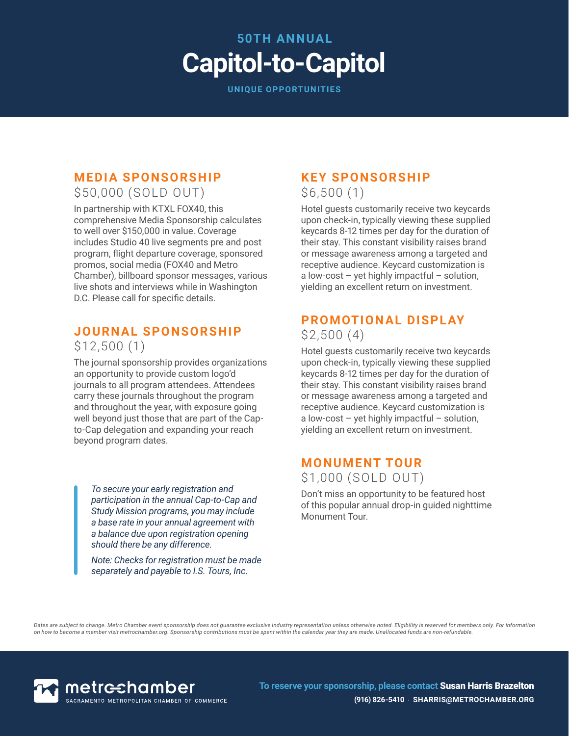# 50TH ANNUAL

# Capitol-to-Capitol

UNIQUE OPPORTUNITIES

## MEDIA SPONSORSHIP

$50,000 (SOLD OUT)

In partnership with KTXL FOX40, this comprehensive Media Sponsorship calculates to well over $150,000 in value. Coverage includes Studio 40 live segments pre and post program, flight departure coverage, sponsored promos, social media (FOX40 and Metro Chamber), billboard sponsor messages, various live shots and interviews while in Washington D.C. Please call for specific details.

## JOURNAL SPONSORSHIP

$12,500 (1)

The journal sponsorship provides organizations an opportunity to provide custom logo'd journals to all program attendees. Attendees carry these journals throughout the program and throughout the year, with exposure going well beyond just those that are part of the Cap-to-Cap delegation and expanding your reach beyond program dates.

> *To secure your early registration and participation in the annual Cap-to-Cap and Study Mission programs, you may include a base rate in your annual agreement with a balance due upon registration opening should there be any difference.*
>
> *Note: Checks for registration must be made separately and payable to I.S. Tours, Inc.*

## KEY SPONSORSHIP

$6,500 (1)

Hotel guests customarily receive two keycards upon check-in, typically viewing these supplied keycards 8-12 times per day for the duration of their stay. This constant visibility raises brand or message awareness among a targeted and receptive audience. Keycard customization is a low-cost – yet highly impactful – solution, yielding an excellent return on investment.

## PROMOTIONAL DISPLAY

$2,500 (4)

Hotel guests customarily receive two keycards upon check-in, typically viewing these supplied keycards 8-12 times per day for the duration of their stay. This constant visibility raises brand or message awareness among a targeted and receptive audience. Keycard customization is a low-cost – yet highly impactful – solution, yielding an excellent return on investment.

## MONUMENT TOUR

$1,000 (SOLD OUT)

Don't miss an opportunity to be featured host of this popular annual drop-in guided nighttime Monument Tour.

*Dates are subject to change. Metro Chamber event sponsorship does not guarantee exclusive industry representation unless otherwise noted. Eligibility is reserved for members only. For information on how to become a member visit metrochamber.org. Sponsorship contributions must be spent within the calendar year they are made. Unallocated funds are non-refundable.*

metrochamber
SACRAMENTO METROPOLITAN CHAMBER OF COMMERCE

To reserve your sponsorship, please contact **Susan Harris Brazelton**

(916) 826-5410 · SHARRIS@METROCHAMBER.ORG